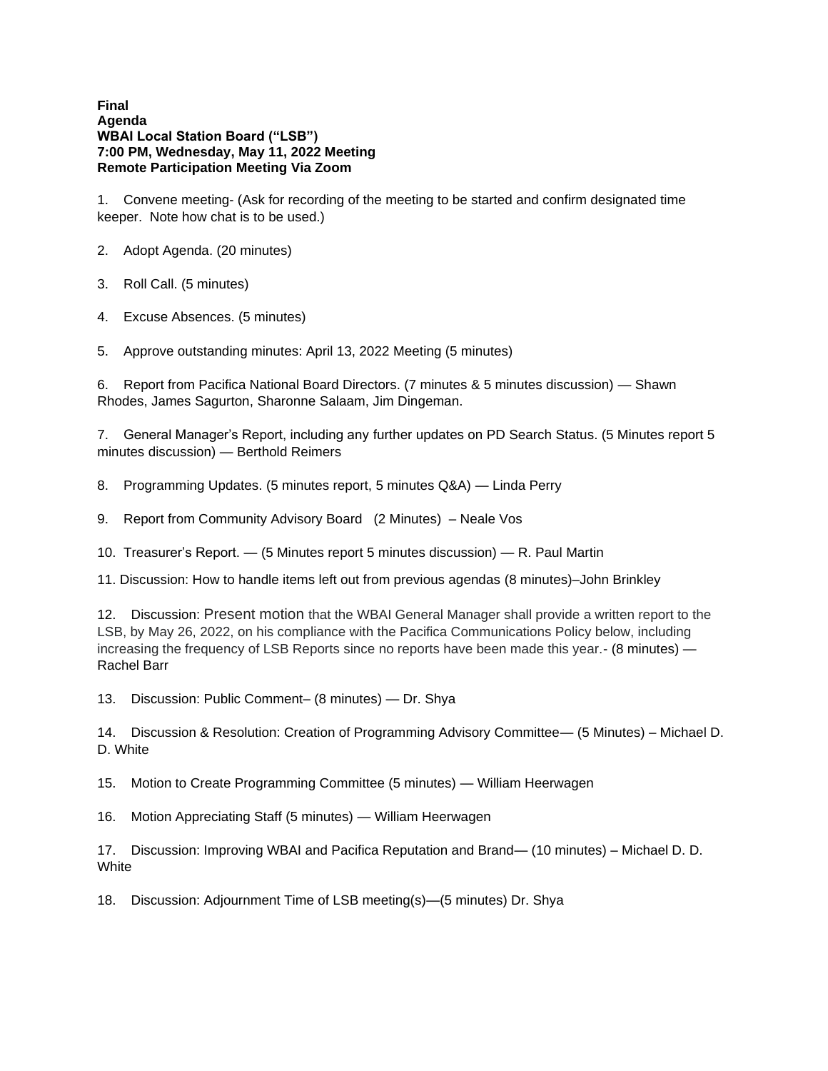**Final**
**Agenda**
**WBAI Local Station Board ("LSB")**
**7:00 PM, Wednesday, May 11, 2022 Meeting**
**Remote Participation Meeting Via Zoom**

1. Convene meeting- (Ask for recording of the meeting to be started and confirm designated time keeper. Note how chat is to be used.)

2. Adopt Agenda. (20 minutes)

3. Roll Call. (5 minutes)

4. Excuse Absences. (5 minutes)

5. Approve outstanding minutes: April 13, 2022 Meeting (5 minutes)

6. Report from Pacifica National Board Directors. (7 minutes & 5 minutes discussion) — Shawn Rhodes, James Sagurton, Sharonne Salaam, Jim Dingeman.

7. General Manager's Report, including any further updates on PD Search Status. (5 Minutes report 5 minutes discussion) — Berthold Reimers

8. Programming Updates. (5 minutes report, 5 minutes Q&A) — Linda Perry

9. Report from Community Advisory Board (2 Minutes) – Neale Vos

10. Treasurer's Report. — (5 Minutes report 5 minutes discussion) — R. Paul Martin

11. Discussion: How to handle items left out from previous agendas (8 minutes)–John Brinkley

12. Discussion: Present motion that the WBAI General Manager shall provide a written report to the LSB, by May 26, 2022, on his compliance with the Pacifica Communications Policy below, including increasing the frequency of LSB Reports since no reports have been made this year.- (8 minutes) — Rachel Barr

13. Discussion: Public Comment– (8 minutes) — Dr. Shya

14. Discussion & Resolution: Creation of Programming Advisory Committee— (5 Minutes) – Michael D. D. White

15. Motion to Create Programming Committee (5 minutes) — William Heerwagen

16. Motion Appreciating Staff (5 minutes) — William Heerwagen

17. Discussion: Improving WBAI and Pacifica Reputation and Brand— (10 minutes) – Michael D. D. White

18. Discussion: Adjournment Time of LSB meeting(s)—(5 minutes) Dr. Shya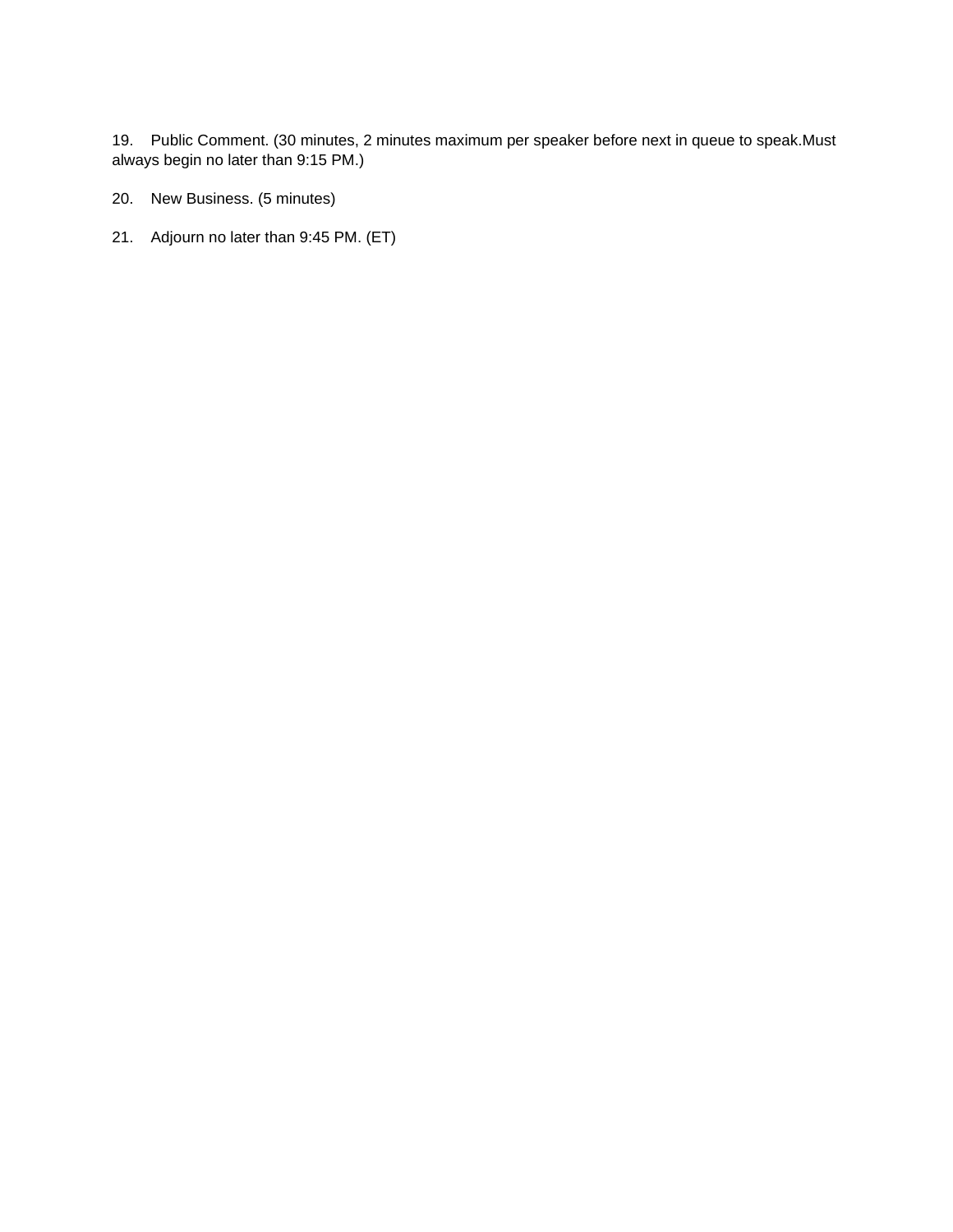19. Public Comment. (30 minutes, 2 minutes maximum per speaker before next in queue to speak.Must always begin no later than 9:15 PM.)

20. New Business. (5 minutes)

21. Adjourn no later than 9:45 PM. (ET)